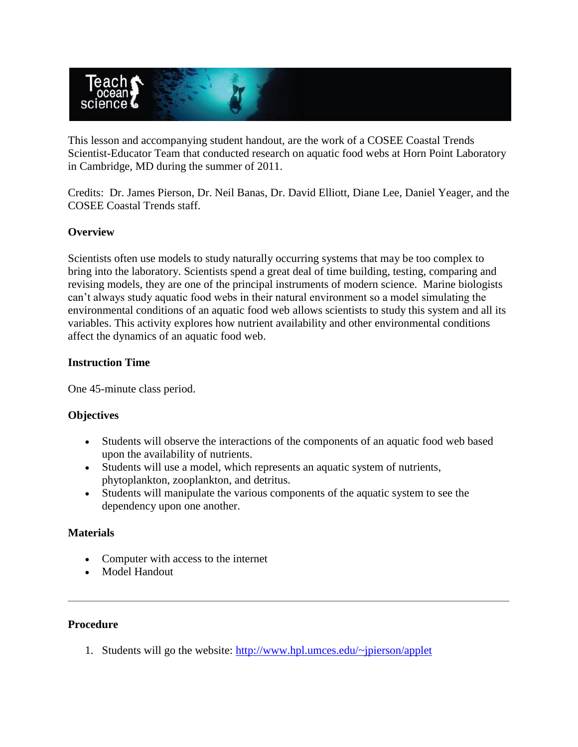This lesson and accompanying student handout, are the work of a COSEE Coastal Trends Scientist-Educator Team that conducted research on aquatic food webs at Horn Point Laboratory in Cambridge, MD during the summer of 2011.

Credits: Dr. James Pierson, Dr. Neil Banas, Dr. David Elliott, Diane Lee, Daniel Yeager, and the COSEE Coastal Trends staff.

**Overview**

Scientists often use models to study naturally occurring systems that may be too complex to bring into the laboratory. Scientists spend a great deal of time building, testing, comparing and revising models, they are one of the principal instruments of modern science. Marine biologists can't always study aquatic food webs in their natural environment so a model simulating the environmental conditions of an aquatic food web allows scientists to study this system and all its variables. This activity explores how nutrient availability and other environmental conditions affect the dynamics of an aquatic food web.

**Instruction Time**

One 45-minute class period.

**Objectives**

- Students will observe the interactions of the components of an aquatic food web based upon the availability of nutrients.
- Students will use a model, which represents an aquatic system of nutrients, phytoplankton, zooplankton, and detritus.
- Students will manipulate the various components of the aquatic system to see the dependency upon one another.

**Materials**

- Computer with access to the internet
- Model Handout

---

**Procedure**

1. Students will go the website: http://www.hpl.umces.edu/~jpierson/applet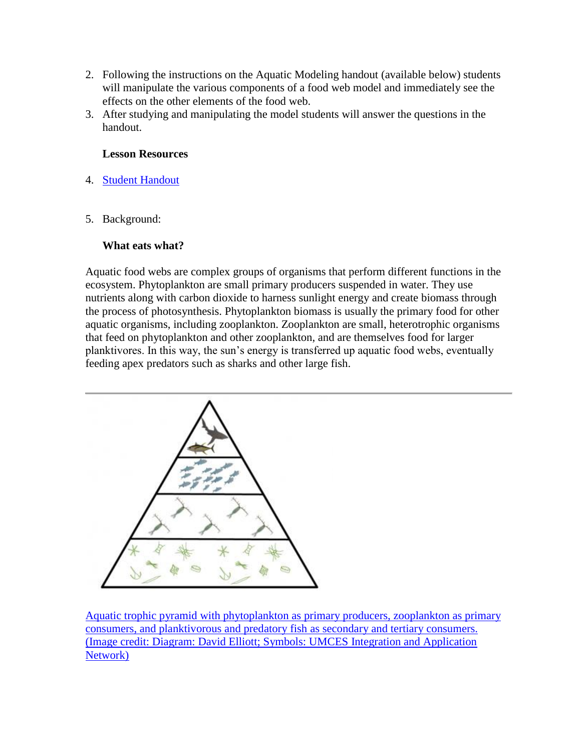2. Following the instructions on the Aquatic Modeling handout (available below) students will manipulate the various components of a food web model and immediately see the effects on the other elements of the food web.
3. After studying and manipulating the model students will answer the questions in the handout.

**Lesson Resources**

4. [Student Handout]()

5. Background:

**What eats what?**

Aquatic food webs are complex groups of organisms that perform different functions in the ecosystem. Phytoplankton are small primary producers suspended in water. They use nutrients along with carbon dioxide to harness sunlight energy and create biomass through the process of photosynthesis. Phytoplankton biomass is usually the primary food for other aquatic organisms, including zooplankton. Zooplankton are small, heterotrophic organisms that feed on phytoplankton and other zooplankton, and are themselves food for larger planktivores. In this way, the sun's energy is transferred up aquatic food webs, eventually feeding apex predators such as sharks and other large fish.

---

[Aquatic trophic pyramid with phytoplankton as primary producers, zooplankton as primary consumers, and planktivorous and predatory fish as secondary and tertiary consumers. (Image credit: Diagram: David Elliott; Symbols: UMCES Integration and Application Network)]()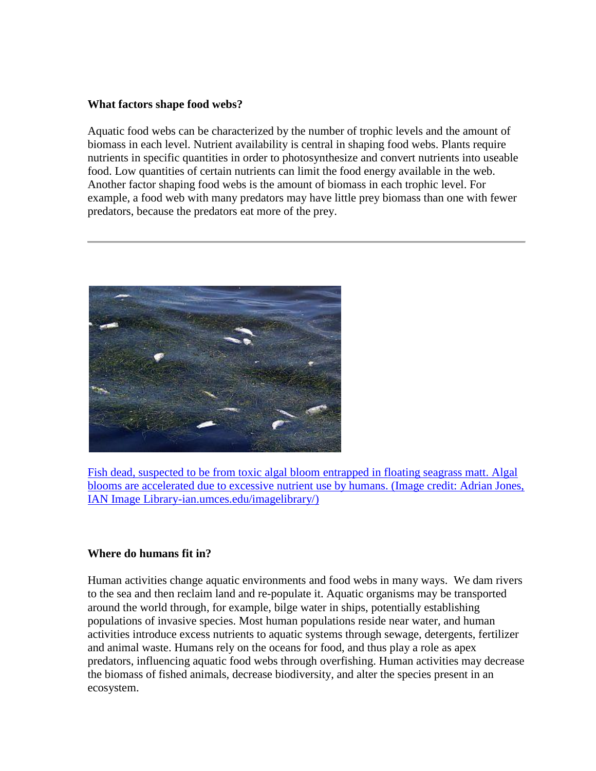**What factors shape food webs?**

Aquatic food webs can be characterized by the number of trophic levels and the amount of biomass in each level. Nutrient availability is central in shaping food webs. Plants require nutrients in specific quantities in order to photosynthesize and convert nutrients into useable food. Low quantities of certain nutrients can limit the food energy available in the web. Another factor shaping food webs is the amount of biomass in each trophic level. For example, a food web with many predators may have little prey biomass than one with fewer predators, because the predators eat more of the prey.

---

Fish dead, suspected to be from toxic algal bloom entrapped in floating seagrass matt. Algal blooms are accelerated due to excessive nutrient use by humans. (Image credit: Adrian Jones, IAN Image Library-ian.umces.edu/imagelibrary/)

**Where do humans fit in?**

Human activities change aquatic environments and food webs in many ways. We dam rivers to the sea and then reclaim land and re-populate it. Aquatic organisms may be transported around the world through, for example, bilge water in ships, potentially establishing populations of invasive species. Most human populations reside near water, and human activities introduce excess nutrients to aquatic systems through sewage, detergents, fertilizer and animal waste. Humans rely on the oceans for food, and thus play a role as apex predators, influencing aquatic food webs through overfishing. Human activities may decrease the biomass of fished animals, decrease biodiversity, and alter the species present in an ecosystem.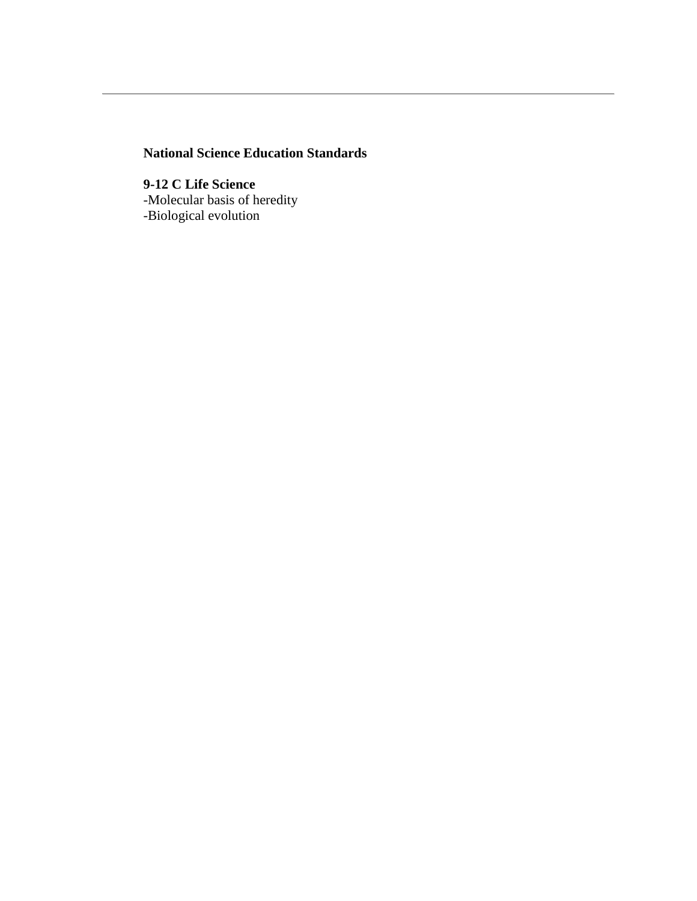**National Science Education Standards**

**9-12 C Life Science**
-Molecular basis of heredity
-Biological evolution